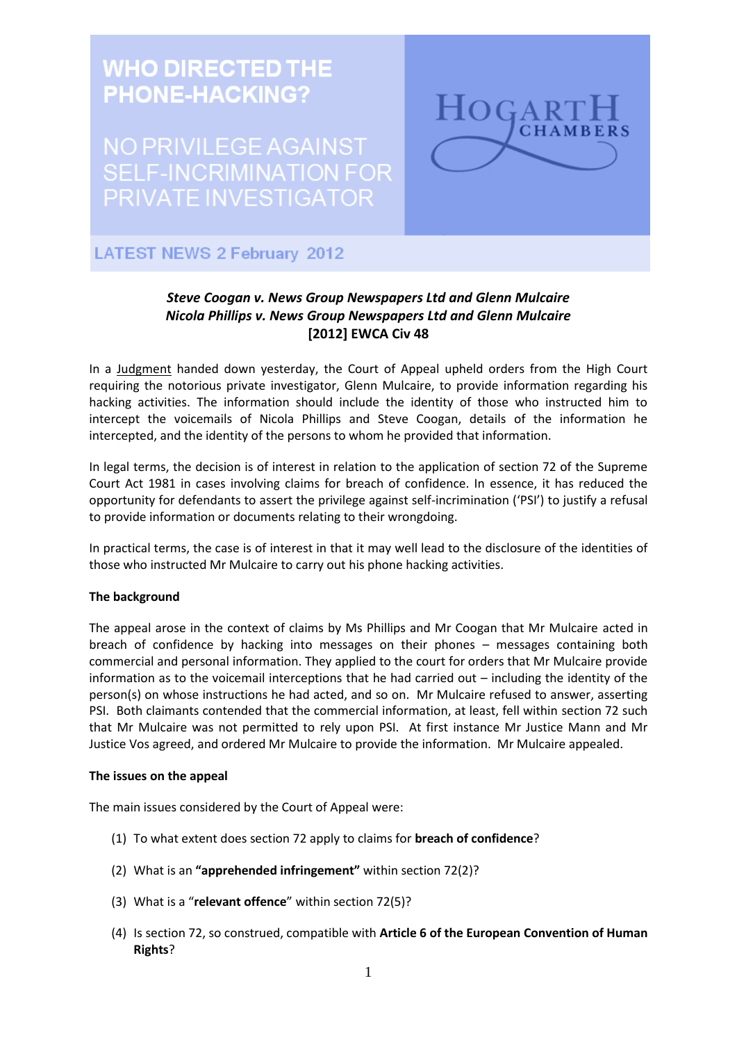# WHO DIRECTED THE PHONE-HACKING?

## NO PRIVILEGE AGAINST SELF-INCRIMINATION FOR PRIVATE INVESTIGATOR

HOGARTH CHAMBERS

LATEST NEWS 2 February 2012

***Steve Coogan v. News Group Newspapers Ltd and Glenn Mulcaire***
***Nicola Phillips v. News Group Newspapers Ltd and Glenn Mulcaire***
**[2012] EWCA Civ 48**

In a Judgment handed down yesterday, the Court of Appeal upheld orders from the High Court requiring the notorious private investigator, Glenn Mulcaire, to provide information regarding his hacking activities. The information should include the identity of those who instructed him to intercept the voicemails of Nicola Phillips and Steve Coogan, details of the information he intercepted, and the identity of the persons to whom he provided that information.

In legal terms, the decision is of interest in relation to the application of section 72 of the Supreme Court Act 1981 in cases involving claims for breach of confidence. In essence, it has reduced the opportunity for defendants to assert the privilege against self-incrimination ('PSI') to justify a refusal to provide information or documents relating to their wrongdoing.

In practical terms, the case is of interest in that it may well lead to the disclosure of the identities of those who instructed Mr Mulcaire to carry out his phone hacking activities.

**The background**

The appeal arose in the context of claims by Ms Phillips and Mr Coogan that Mr Mulcaire acted in breach of confidence by hacking into messages on their phones – messages containing both commercial and personal information. They applied to the court for orders that Mr Mulcaire provide information as to the voicemail interceptions that he had carried out – including the identity of the person(s) on whose instructions he had acted, and so on. Mr Mulcaire refused to answer, asserting PSI. Both claimants contended that the commercial information, at least, fell within section 72 such that Mr Mulcaire was not permitted to rely upon PSI. At first instance Mr Justice Mann and Mr Justice Vos agreed, and ordered Mr Mulcaire to provide the information. Mr Mulcaire appealed.

**The issues on the appeal**

The main issues considered by the Court of Appeal were:

(1) To what extent does section 72 apply to claims for **breach of confidence**?

(2) What is an **"apprehended infringement"** within section 72(2)?

(3) What is a "**relevant offence**" within section 72(5)?

(4) Is section 72, so construed, compatible with **Article 6 of the European Convention of Human Rights**?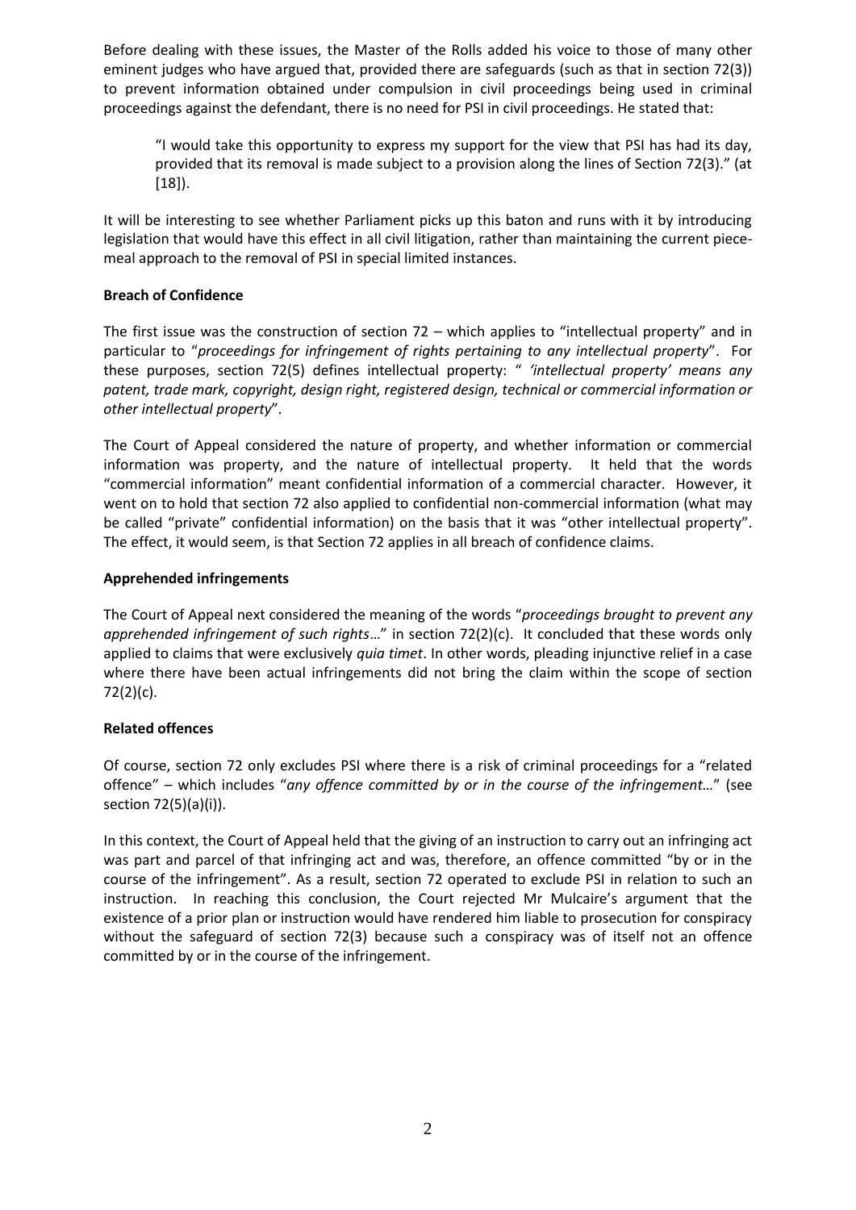Before dealing with these issues, the Master of the Rolls added his voice to those of many other eminent judges who have argued that, provided there are safeguards (such as that in section 72(3)) to prevent information obtained under compulsion in civil proceedings being used in criminal proceedings against the defendant, there is no need for PSI in civil proceedings. He stated that:

> "I would take this opportunity to express my support for the view that PSI has had its day, provided that its removal is made subject to a provision along the lines of Section 72(3)." (at [18]).

It will be interesting to see whether Parliament picks up this baton and runs with it by introducing legislation that would have this effect in all civil litigation, rather than maintaining the current piece-meal approach to the removal of PSI in special limited instances.

**Breach of Confidence**

The first issue was the construction of section 72 – which applies to "intellectual property" and in particular to "*proceedings for infringement of rights pertaining to any intellectual property*". For these purposes, section 72(5) defines intellectual property: " *'intellectual property' means any patent, trade mark, copyright, design right, registered design, technical or commercial information or other intellectual property*".

The Court of Appeal considered the nature of property, and whether information or commercial information was property, and the nature of intellectual property. It held that the words "commercial information" meant confidential information of a commercial character. However, it went on to hold that section 72 also applied to confidential non-commercial information (what may be called "private" confidential information) on the basis that it was "other intellectual property". The effect, it would seem, is that Section 72 applies in all breach of confidence claims.

**Apprehended infringements**

The Court of Appeal next considered the meaning of the words "*proceedings brought to prevent any apprehended infringement of such rights*…" in section 72(2)(c). It concluded that these words only applied to claims that were exclusively *quia timet*. In other words, pleading injunctive relief in a case where there have been actual infringements did not bring the claim within the scope of section 72(2)(c).

**Related offences**

Of course, section 72 only excludes PSI where there is a risk of criminal proceedings for a "related offence" – which includes "*any offence committed by or in the course of the infringement*…" (see section 72(5)(a)(i)).

In this context, the Court of Appeal held that the giving of an instruction to carry out an infringing act was part and parcel of that infringing act and was, therefore, an offence committed "by or in the course of the infringement". As a result, section 72 operated to exclude PSI in relation to such an instruction. In reaching this conclusion, the Court rejected Mr Mulcaire's argument that the existence of a prior plan or instruction would have rendered him liable to prosecution for conspiracy without the safeguard of section 72(3) because such a conspiracy was of itself not an offence committed by or in the course of the infringement.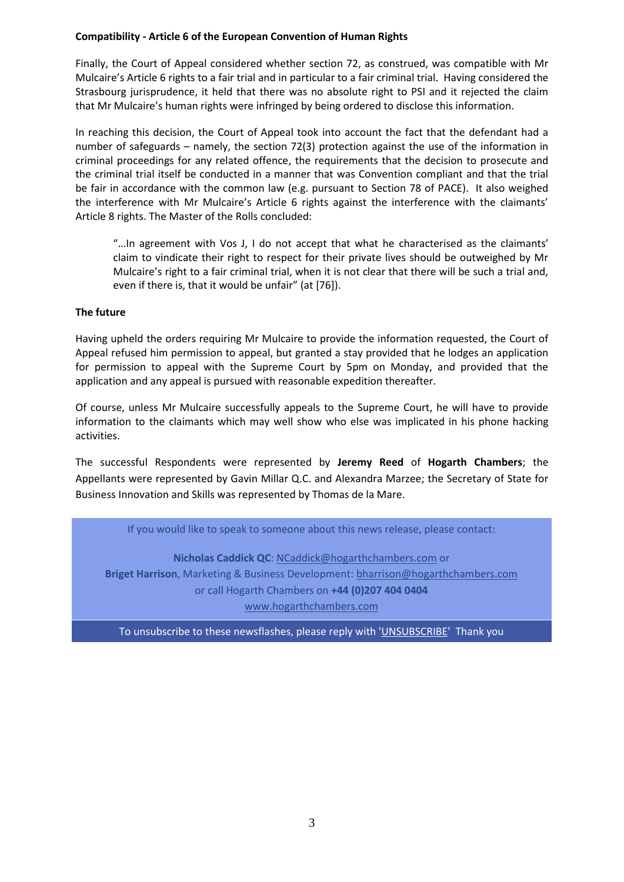**Compatibility - Article 6 of the European Convention of Human Rights**

Finally, the Court of Appeal considered whether section 72, as construed, was compatible with Mr Mulcaire's Article 6 rights to a fair trial and in particular to a fair criminal trial. Having considered the Strasbourg jurisprudence, it held that there was no absolute right to PSI and it rejected the claim that Mr Mulcaire's human rights were infringed by being ordered to disclose this information.

In reaching this decision, the Court of Appeal took into account the fact that the defendant had a number of safeguards – namely, the section 72(3) protection against the use of the information in criminal proceedings for any related offence, the requirements that the decision to prosecute and the criminal trial itself be conducted in a manner that was Convention compliant and that the trial be fair in accordance with the common law (e.g. pursuant to Section 78 of PACE). It also weighed the interference with Mr Mulcaire's Article 6 rights against the interference with the claimants' Article 8 rights. The Master of the Rolls concluded:

> "…In agreement with Vos J, I do not accept that what he characterised as the claimants' claim to vindicate their right to respect for their private lives should be outweighed by Mr Mulcaire's right to a fair criminal trial, when it is not clear that there will be such a trial and, even if there is, that it would be unfair" (at [76]).

**The future**

Having upheld the orders requiring Mr Mulcaire to provide the information requested, the Court of Appeal refused him permission to appeal, but granted a stay provided that he lodges an application for permission to appeal with the Supreme Court by 5pm on Monday, and provided that the application and any appeal is pursued with reasonable expedition thereafter.

Of course, unless Mr Mulcaire successfully appeals to the Supreme Court, he will have to provide information to the claimants which may well show who else was implicated in his phone hacking activities.

The successful Respondents were represented by **Jeremy Reed** of **Hogarth Chambers**; the Appellants were represented by Gavin Millar Q.C. and Alexandra Marzee; the Secretary of State for Business Innovation and Skills was represented by Thomas de la Mare.

If you would like to speak to someone about this news release, please contact:

**Nicholas Caddick QC**: NCaddick@hogarthchambers.com or
**Briget Harrison**, Marketing & Business Development: bharrison@hogarthchambers.com
or call Hogarth Chambers on **+44 (0)207 404 0404**
www.hogarthchambers.com

To unsubscribe to these newsflashes, please reply with 'UNSUBSCRIBE' Thank you